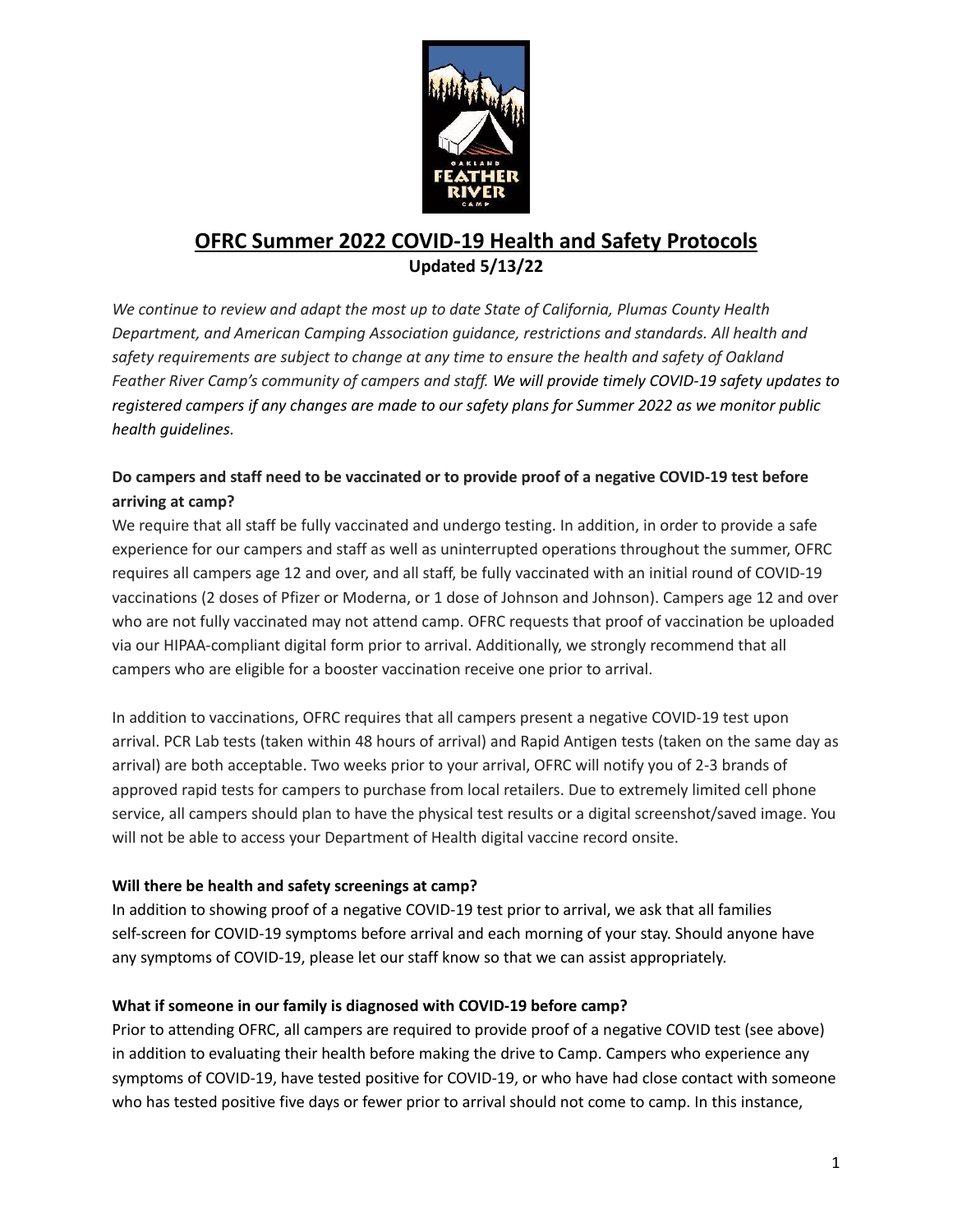# OFRC Summer 2022 COVID-19 Health and Safety Protocols

**Updated 5/13/22**

*We continue to review and adapt the most up to date State of California, Plumas County Health Department, and American Camping Association guidance, restrictions and standards. All health and safety requirements are subject to change at any time to ensure the health and safety of Oakland Feather River Camp's community of campers and staff. We will provide timely COVID-19 safety updates to registered campers if any changes are made to our safety plans for Summer 2022 as we monitor public health guidelines.*

**Do campers and staff need to be vaccinated or to provide proof of a negative COVID-19 test before arriving at camp?**

We require that all staff be fully vaccinated and undergo testing. In addition, in order to provide a safe experience for our campers and staff as well as uninterrupted operations throughout the summer, OFRC requires all campers age 12 and over, and all staff, be fully vaccinated with an initial round of COVID-19 vaccinations (2 doses of Pfizer or Moderna, or 1 dose of Johnson and Johnson). Campers age 12 and over who are not fully vaccinated may not attend camp. OFRC requests that proof of vaccination be uploaded via our HIPAA-compliant digital form prior to arrival. Additionally, we strongly recommend that all campers who are eligible for a booster vaccination receive one prior to arrival.

In addition to vaccinations, OFRC requires that all campers present a negative COVID-19 test upon arrival. PCR Lab tests (taken within 48 hours of arrival) and Rapid Antigen tests (taken on the same day as arrival) are both acceptable. Two weeks prior to your arrival, OFRC will notify you of 2-3 brands of approved rapid tests for campers to purchase from local retailers. Due to extremely limited cell phone service, all campers should plan to have the physical test results or a digital screenshot/saved image. You will not be able to access your Department of Health digital vaccine record onsite.

**Will there be health and safety screenings at camp?**

In addition to showing proof of a negative COVID-19 test prior to arrival, we ask that all families self-screen for COVID-19 symptoms before arrival and each morning of your stay. Should anyone have any symptoms of COVID-19, please let our staff know so that we can assist appropriately.

**What if someone in our family is diagnosed with COVID-19 before camp?**

Prior to attending OFRC, all campers are required to provide proof of a negative COVID test (see above) in addition to evaluating their health before making the drive to Camp. Campers who experience any symptoms of COVID-19, have tested positive for COVID-19, or who have had close contact with someone who has tested positive five days or fewer prior to arrival should not come to camp. In this instance,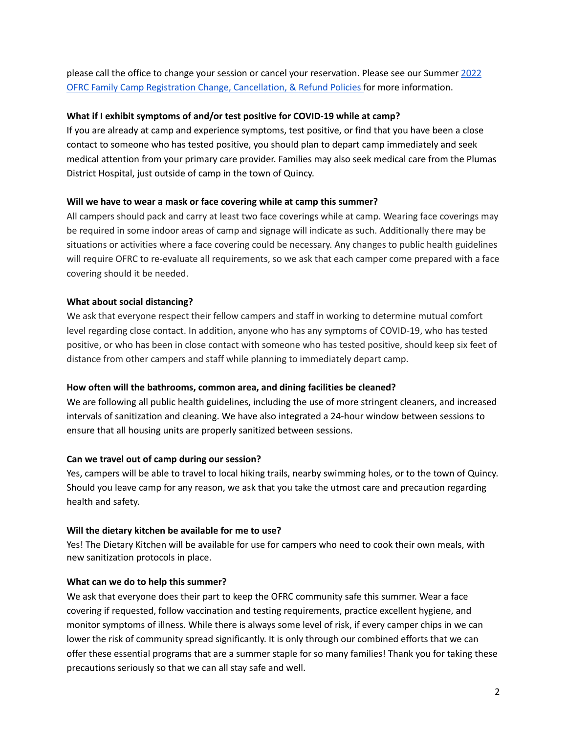please call the office to change your session or cancel your reservation. Please see our Summer [2022 OFRC Family Camp Registration Change, Cancellation, & Refund Policies ]for more information.

**What if I exhibit symptoms of and/or test positive for COVID-19 while at camp?**

If you are already at camp and experience symptoms, test positive, or find that you have been a close contact to someone who has tested positive, you should plan to depart camp immediately and seek medical attention from your primary care provider. Families may also seek medical care from the Plumas District Hospital, just outside of camp in the town of Quincy.

**Will we have to wear a mask or face covering while at camp this summer?**

All campers should pack and carry at least two face coverings while at camp. Wearing face coverings may be required in some indoor areas of camp and signage will indicate as such. Additionally there may be situations or activities where a face covering could be necessary. Any changes to public health guidelines will require OFRC to re-evaluate all requirements, so we ask that each camper come prepared with a face covering should it be needed.

**What about social distancing?**

We ask that everyone respect their fellow campers and staff in working to determine mutual comfort level regarding close contact. In addition, anyone who has any symptoms of COVID-19, who has tested positive, or who has been in close contact with someone who has tested positive, should keep six feet of distance from other campers and staff while planning to immediately depart camp.

**How often will the bathrooms, common area, and dining facilities be cleaned?**

We are following all public health guidelines, including the use of more stringent cleaners, and increased intervals of sanitization and cleaning. We have also integrated a 24-hour window between sessions to ensure that all housing units are properly sanitized between sessions.

**Can we travel out of camp during our session?**

Yes, campers will be able to travel to local hiking trails, nearby swimming holes, or to the town of Quincy. Should you leave camp for any reason, we ask that you take the utmost care and precaution regarding health and safety.

**Will the dietary kitchen be available for me to use?**

Yes! The Dietary Kitchen will be available for use for campers who need to cook their own meals, with new sanitization protocols in place.

**What can we do to help this summer?**

We ask that everyone does their part to keep the OFRC community safe this summer. Wear a face covering if requested, follow vaccination and testing requirements, practice excellent hygiene, and monitor symptoms of illness. While there is always some level of risk, if every camper chips in we can lower the risk of community spread significantly. It is only through our combined efforts that we can offer these essential programs that are a summer staple for so many families! Thank you for taking these precautions seriously so that we can all stay safe and well.